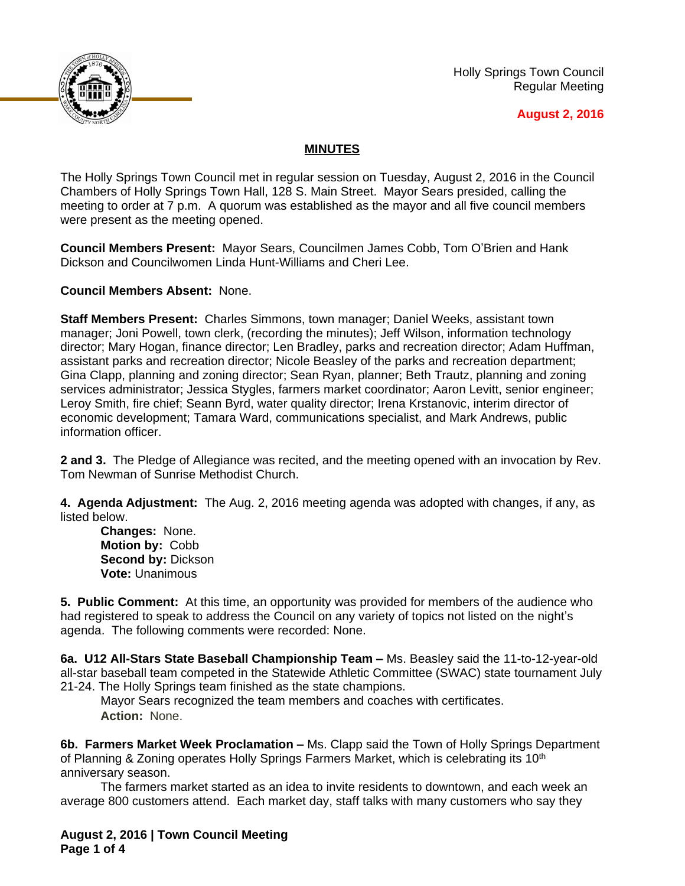Holly Springs Town Council
Regular Meeting

**August 2, 2016**

## MINUTES

The Holly Springs Town Council met in regular session on Tuesday, August 2, 2016 in the Council Chambers of Holly Springs Town Hall, 128 S. Main Street. Mayor Sears presided, calling the meeting to order at 7 p.m. A quorum was established as the mayor and all five council members were present as the meeting opened.

**Council Members Present:** Mayor Sears, Councilmen James Cobb, Tom O'Brien and Hank Dickson and Councilwomen Linda Hunt-Williams and Cheri Lee.

**Council Members Absent:** None.

**Staff Members Present:** Charles Simmons, town manager; Daniel Weeks, assistant town manager; Joni Powell, town clerk, (recording the minutes); Jeff Wilson, information technology director; Mary Hogan, finance director; Len Bradley, parks and recreation director; Adam Huffman, assistant parks and recreation director; Nicole Beasley of the parks and recreation department; Gina Clapp, planning and zoning director; Sean Ryan, planner; Beth Trautz, planning and zoning services administrator; Jessica Stygles, farmers market coordinator; Aaron Levitt, senior engineer; Leroy Smith, fire chief; Seann Byrd, water quality director; Irena Krstanovic, interim director of economic development; Tamara Ward, communications specialist, and Mark Andrews, public information officer.

**2 and 3.** The Pledge of Allegiance was recited, and the meeting opened with an invocation by Rev. Tom Newman of Sunrise Methodist Church.

**4. Agenda Adjustment:** The Aug. 2, 2016 meeting agenda was adopted with changes, if any, as listed below.

**Changes:** None.
**Motion by:** Cobb
**Second by:** Dickson
**Vote:** Unanimous

**5. Public Comment:** At this time, an opportunity was provided for members of the audience who had registered to speak to address the Council on any variety of topics not listed on the night's agenda. The following comments were recorded: None.

**6a. U12 All-Stars State Baseball Championship Team –** Ms. Beasley said the 11-to-12-year-old all-star baseball team competed in the Statewide Athletic Committee (SWAC) state tournament July 21-24. The Holly Springs team finished as the state champions.

Mayor Sears recognized the team members and coaches with certificates.

**Action:** None.

**6b. Farmers Market Week Proclamation –** Ms. Clapp said the Town of Holly Springs Department of Planning & Zoning operates Holly Springs Farmers Market, which is celebrating its 10th anniversary season.

The farmers market started as an idea to invite residents to downtown, and each week an average 800 customers attend. Each market day, staff talks with many customers who say they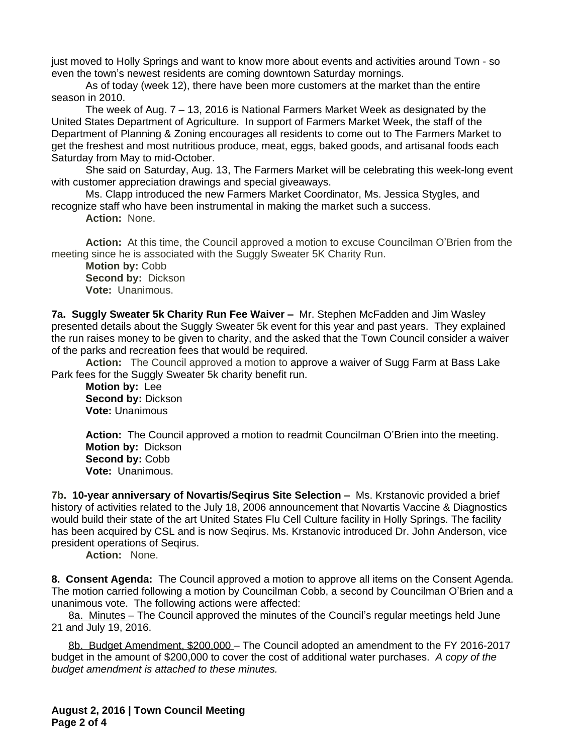just moved to Holly Springs and want to know more about events and activities around Town - so even the town's newest residents are coming downtown Saturday mornings.

As of today (week 12), there have been more customers at the market than the entire season in 2010.

The week of Aug. 7 – 13, 2016 is National Farmers Market Week as designated by the United States Department of Agriculture. In support of Farmers Market Week, the staff of the Department of Planning & Zoning encourages all residents to come out to The Farmers Market to get the freshest and most nutritious produce, meat, eggs, baked goods, and artisanal foods each Saturday from May to mid-October.

She said on Saturday, Aug. 13, The Farmers Market will be celebrating this week-long event with customer appreciation drawings and special giveaways.

Ms. Clapp introduced the new Farmers Market Coordinator, Ms. Jessica Stygles, and recognize staff who have been instrumental in making the market such a success.

**Action:** None.

**Action:** At this time, the Council approved a motion to excuse Councilman O'Brien from the meeting since he is associated with the Suggly Sweater 5K Charity Run.

**Motion by:** Cobb
**Second by:** Dickson
**Vote:** Unanimous.

**7a. Suggly Sweater 5k Charity Run Fee Waiver –** Mr. Stephen McFadden and Jim Wasley presented details about the Suggly Sweater 5k event for this year and past years. They explained the run raises money to be given to charity, and the asked that the Town Council consider a waiver of the parks and recreation fees that would be required.

**Action:** The Council approved a motion to approve a waiver of Sugg Farm at Bass Lake Park fees for the Suggly Sweater 5k charity benefit run.

**Motion by:** Lee
**Second by:** Dickson
**Vote:** Unanimous

**Action:** The Council approved a motion to readmit Councilman O'Brien into the meeting.
**Motion by:** Dickson
**Second by:** Cobb
**Vote:** Unanimous.

**7b. 10-year anniversary of Novartis/Seqirus Site Selection –** Ms. Krstanovic provided a brief history of activities related to the July 18, 2006 announcement that Novartis Vaccine & Diagnostics would build their state of the art United States Flu Cell Culture facility in Holly Springs. The facility has been acquired by CSL and is now Seqirus. Ms. Krstanovic introduced Dr. John Anderson, vice president operations of Seqirus.

**Action:** None.

**8. Consent Agenda:** The Council approved a motion to approve all items on the Consent Agenda. The motion carried following a motion by Councilman Cobb, a second by Councilman O'Brien and a unanimous vote. The following actions were affected:

8a. Minutes – The Council approved the minutes of the Council's regular meetings held June 21 and July 19, 2016.

8b. Budget Amendment, $200,000 – The Council adopted an amendment to the FY 2016-2017 budget in the amount of $200,000 to cover the cost of additional water purchases. *A copy of the budget amendment is attached to these minutes.*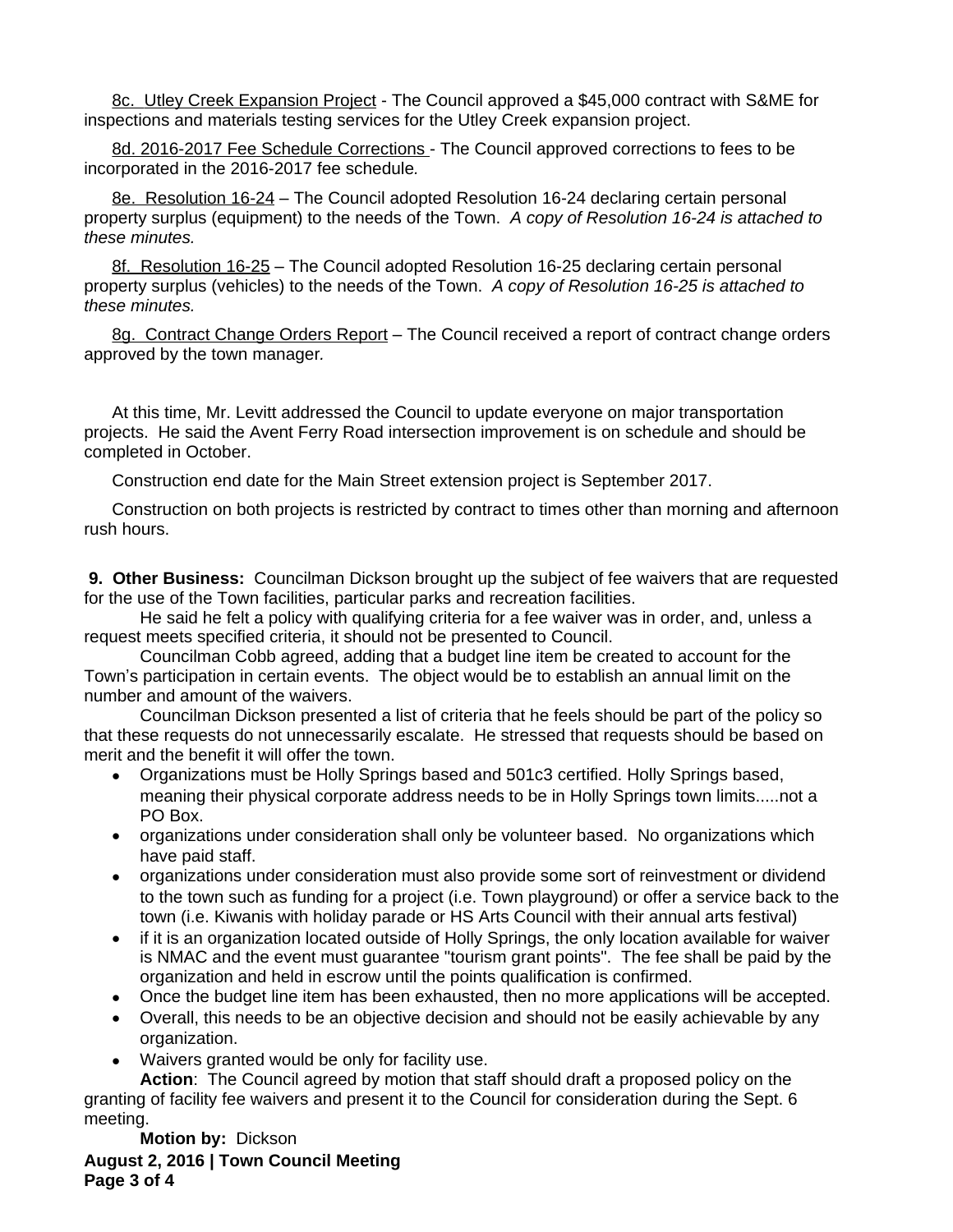8c. Utley Creek Expansion Project - The Council approved a $45,000 contract with S&ME for inspections and materials testing services for the Utley Creek expansion project.

8d. 2016-2017 Fee Schedule Corrections - The Council approved corrections to fees to be incorporated in the 2016-2017 fee schedule.

8e. Resolution 16-24 – The Council adopted Resolution 16-24 declaring certain personal property surplus (equipment) to the needs of the Town. *A copy of Resolution 16-24 is attached to these minutes.*

8f. Resolution 16-25 – The Council adopted Resolution 16-25 declaring certain personal property surplus (vehicles) to the needs of the Town. *A copy of Resolution 16-25 is attached to these minutes.*

8g. Contract Change Orders Report – The Council received a report of contract change orders approved by the town manager.

At this time, Mr. Levitt addressed the Council to update everyone on major transportation projects. He said the Avent Ferry Road intersection improvement is on schedule and should be completed in October.

Construction end date for the Main Street extension project is September 2017.

Construction on both projects is restricted by contract to times other than morning and afternoon rush hours.

**9. Other Business:** Councilman Dickson brought up the subject of fee waivers that are requested for the use of the Town facilities, particular parks and recreation facilities.

He said he felt a policy with qualifying criteria for a fee waiver was in order, and, unless a request meets specified criteria, it should not be presented to Council.

Councilman Cobb agreed, adding that a budget line item be created to account for the Town's participation in certain events. The object would be to establish an annual limit on the number and amount of the waivers.

Councilman Dickson presented a list of criteria that he feels should be part of the policy so that these requests do not unnecessarily escalate. He stressed that requests should be based on merit and the benefit it will offer the town.

- Organizations must be Holly Springs based and 501c3 certified. Holly Springs based, meaning their physical corporate address needs to be in Holly Springs town limits.....not a PO Box.
- organizations under consideration shall only be volunteer based. No organizations which have paid staff.
- organizations under consideration must also provide some sort of reinvestment or dividend to the town such as funding for a project (i.e. Town playground) or offer a service back to the town (i.e. Kiwanis with holiday parade or HS Arts Council with their annual arts festival)
- if it is an organization located outside of Holly Springs, the only location available for waiver is NMAC and the event must guarantee "tourism grant points". The fee shall be paid by the organization and held in escrow until the points qualification is confirmed.
- Once the budget line item has been exhausted, then no more applications will be accepted.
- Overall, this needs to be an objective decision and should not be easily achievable by any organization.
- Waivers granted would be only for facility use.

**Action**: The Council agreed by motion that staff should draft a proposed policy on the granting of facility fee waivers and present it to the Council for consideration during the Sept. 6 meeting.

**Motion by:** Dickson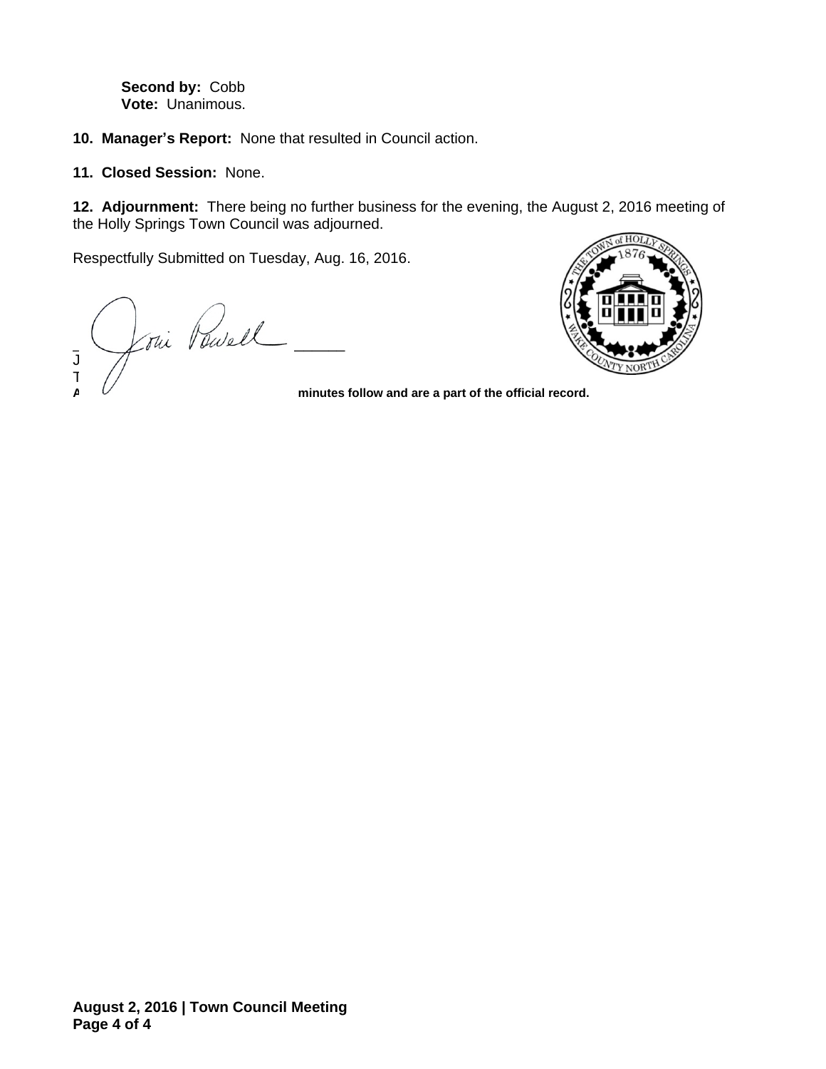**Second by:** Cobb
**Vote:** Unanimous.

**10. Manager's Report:** None that resulted in Council action.

**11. Closed Session:** None.

**12. Adjournment:** There being no further business for the evening, the August 2, 2016 meeting of the Holly Springs Town Council was adjourned.

Respectfully Submitted on Tuesday, Aug. 16, 2016.

_______________________
J
T
**A minutes follow and are a part of the official record.**